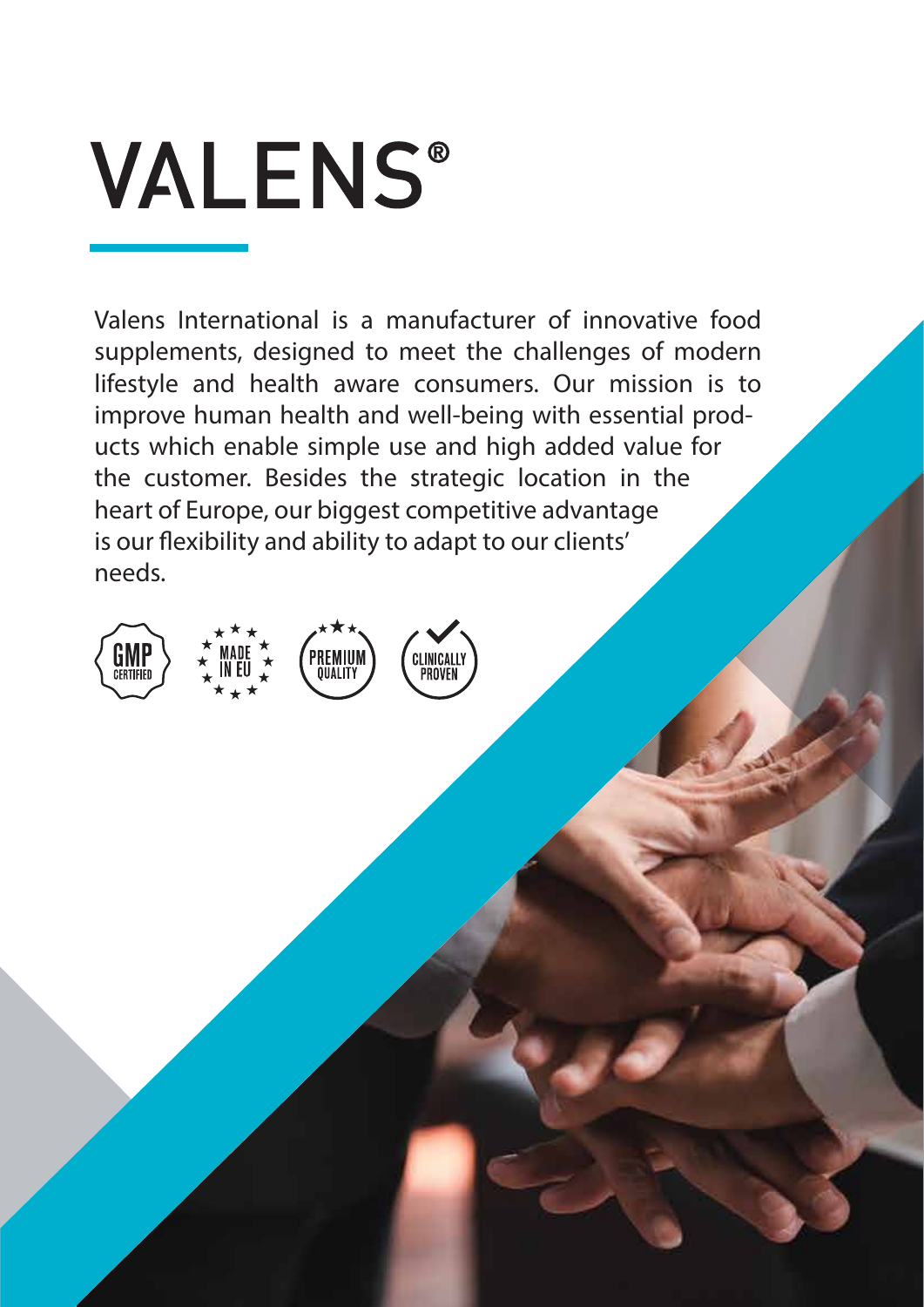# VALENS®

Valens International is a manufacturer of innovative food supplements, designed to meet the challenges of modern lifestyle and health aware consumers. Our mission is to improve human health and well-being with essential products which enable simple use and high added value for the customer. Besides the strategic location in the heart of Europe, our biggest competitive advantage is our flexibility and ability to adapt to our clients' needs.

GMP CERTIFIED | MADE IN EU | PREMIUM QUALITY | CLINICALLY PROVEN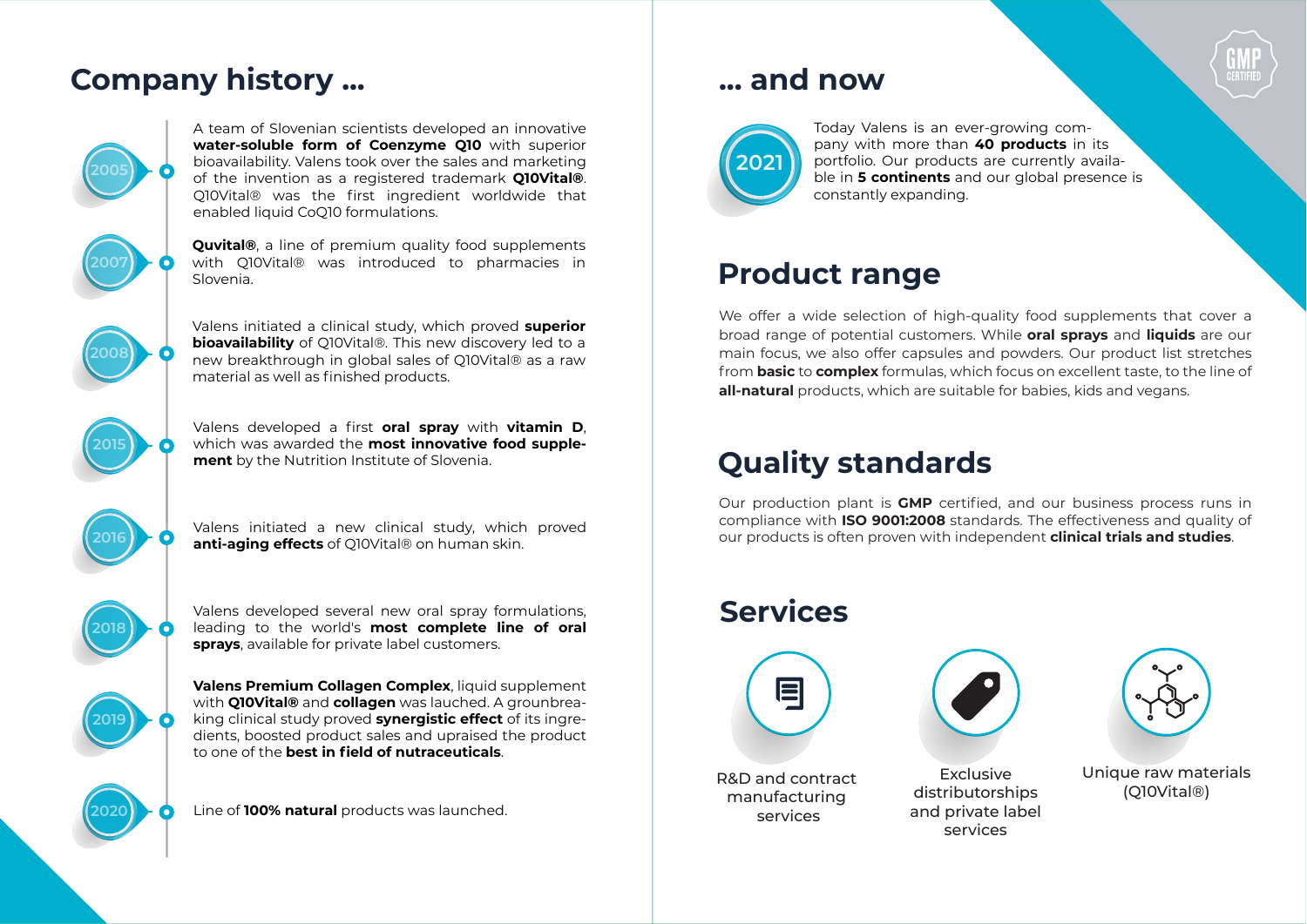# Company history ...

**2005**

A team of Slovenian scientists developed an innovative **water-soluble form of Coenzyme Q10** with superior bioavailability. Valens took over the sales and marketing of the invention as a registered trademark **Q10Vital®**. Q10Vital® was the first ingredient worldwide that enabled liquid CoQ10 formulations.

**2007**

**Quvital®**, a line of premium quality food supplements with Q10Vital® was introduced to pharmacies in Slovenia.

**2008**

Valens initiated a clinical study, which proved **superior bioavailability** of Q10Vital®. This new discovery led to a new breakthrough in global sales of Q10Vital® as a raw material as well as finished products.

**2015**

Valens developed a first **oral spray** with **vitamin D**, which was awarded the **most innovative food supplement** by the Nutrition Institute of Slovenia.

**2016**

Valens initiated a new clinical study, which proved **anti-aging effects** of Q10Vital® on human skin.

**2018**

Valens developed several new oral spray formulations, leading to the world's **most complete line of oral sprays**, available for private label customers.

**2019**

**Valens Premium Collagen Complex**, liquid supplement with **Q10Vital®** and **collagen** was lauched. A groundbreaking clinical study proved **synergistic effect** of its ingredients, boosted product sales and upraised the product to one of the **best in field of nutraceuticals**.

**2020**

Line of **100% natural** products was launched.

# ... and now

GMP CERTIFIED

**2021**

Today Valens is an ever-growing company with more than **40 products** in its portfolio. Our products are currently available in **5 continents** and our global presence is constantly expanding.

# Product range

We offer a wide selection of high-quality food supplements that cover a broad range of potential customers. While **oral sprays** and **liquids** are our main focus, we also offer capsules and powders. Our product list stretches from **basic** to **complex** formulas, which focus on excellent taste, to the line of **all-natural** products, which are suitable for babies, kids and vegans.

# Quality standards

Our production plant is **GMP** certified, and our business process runs in compliance with **ISO 9001:2008** standards. The effectiveness and quality of our products is often proven with independent **clinical trials and studies**.

# Services

- R&D and contract manufacturing services
- Exclusive distributorships and private label services
- Unique raw materials (Q10Vital®)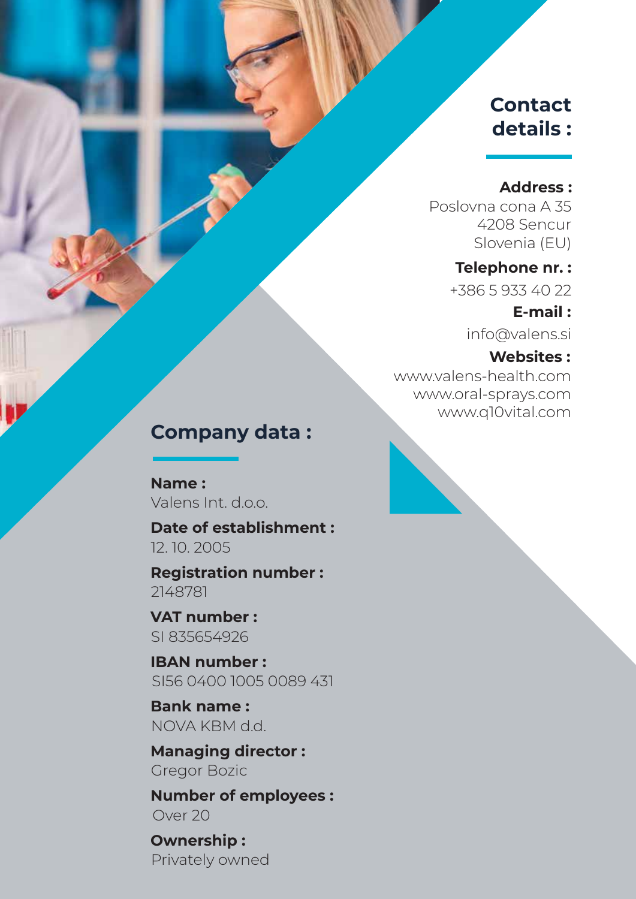## Contact details :

**Address :**
Poslovna cona A 35
4208 Sencur
Slovenia (EU)

**Telephone nr. :**
+386 5 933 40 22

**E-mail :**
info@valens.si

**Websites :**
www.valens-health.com
www.oral-sprays.com
www.q10vital.com

## Company data :

**Name :**
Valens Int. d.o.o.

**Date of establishment :**
12. 10. 2005

**Registration number :**
2148781

**VAT number :**
SI 835654926

**IBAN number :**
SI56 0400 1005 0089 431

**Bank name :**
NOVA KBM d.d.

**Managing director :**
Gregor Bozic

**Number of employees :**
Over 20

**Ownership :**
Privately owned